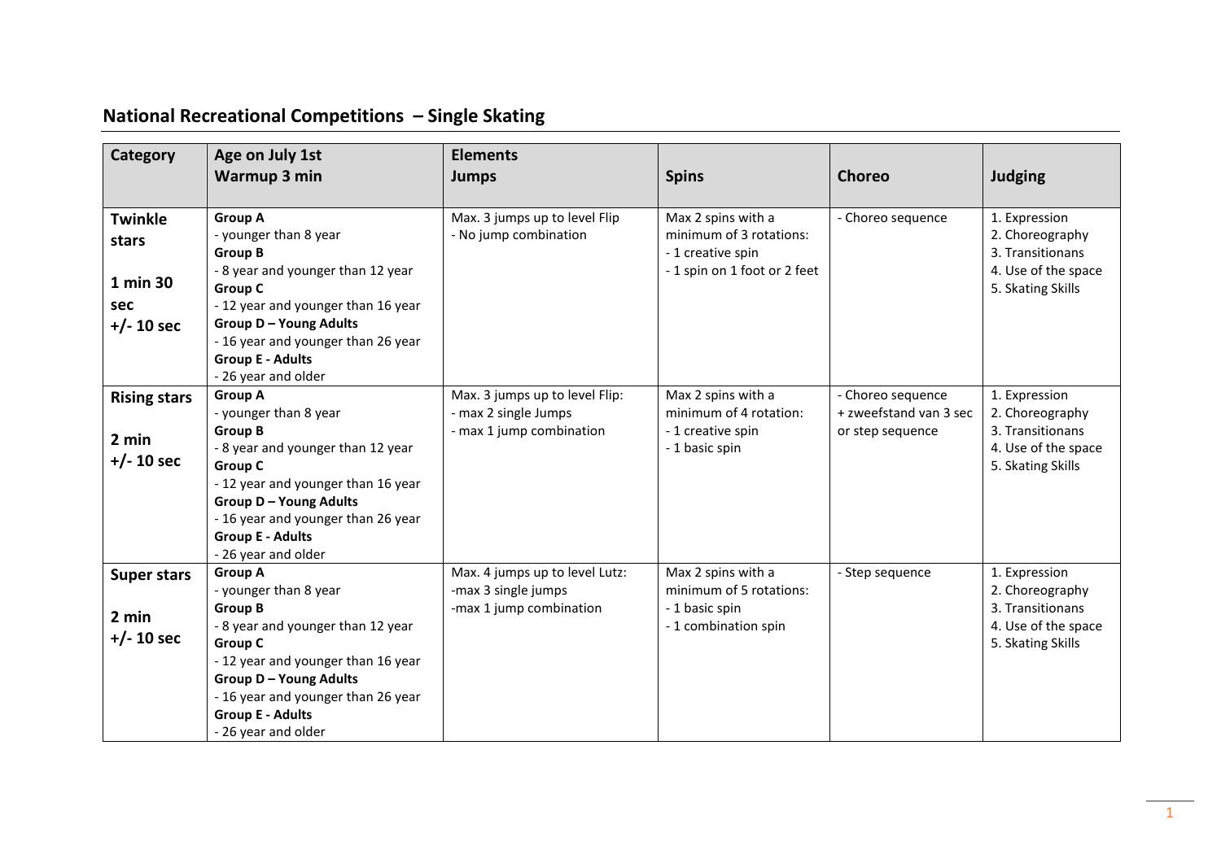## National Recreational Competitions – Single Skating

| Category | Age on July 1st<br>Warmup 3 min | Elements<br>Jumps | Spins | Choreo | Judging |
|---|---|---|---|---|---|
| **Twinkle stars**<br><br>**1 min 30 sec**<br>**+/- 10 sec** | **Group A**<br>- younger than 8 year<br>**Group B**<br>- 8 year and younger than 12 year<br>**Group C**<br>- 12 year and younger than 16 year<br>**Group D – Young Adults**<br>- 16 year and younger than 26 year<br>**Group E - Adults**<br>- 26 year and older | Max. 3 jumps up to level Flip<br>- No jump combination | Max 2 spins with a minimum of 3 rotations:<br>- 1 creative spin<br>- 1 spin on 1 foot or 2 feet | - Choreo sequence | 1. Expression<br>2. Choreography<br>3. Transitionans<br>4. Use of the space<br>5. Skating Skills |
| **Rising stars**<br><br>**2 min**<br>**+/- 10 sec** | **Group A**<br>- younger than 8 year<br>**Group B**<br>- 8 year and younger than 12 year<br>**Group C**<br>- 12 year and younger than 16 year<br>**Group D – Young Adults**<br>- 16 year and younger than 26 year<br>**Group E - Adults**<br>- 26 year and older | Max. 3 jumps up to level Flip:<br>- max 2 single Jumps<br>- max 1 jump combination | Max 2 spins with a minimum of 4 rotation:<br>- 1 creative spin<br>- 1 basic spin | - Choreo sequence + zweefstand van 3 sec or step sequence | 1. Expression<br>2. Choreography<br>3. Transitionans<br>4. Use of the space<br>5. Skating Skills |
| **Super stars**<br><br>**2 min**<br>**+/- 10 sec** | **Group A**<br>- younger than 8 year<br>**Group B**<br>- 8 year and younger than 12 year<br>**Group C**<br>- 12 year and younger than 16 year<br>**Group D – Young Adults**<br>- 16 year and younger than 26 year<br>**Group E - Adults**<br>- 26 year and older | Max. 4 jumps up to level Lutz:<br>-max 3 single jumps<br>-max 1 jump combination | Max 2 spins with a minimum of 5 rotations:<br>- 1 basic spin<br>- 1 combination spin | - Step sequence | 1. Expression<br>2. Choreography<br>3. Transitionans<br>4. Use of the space<br>5. Skating Skills |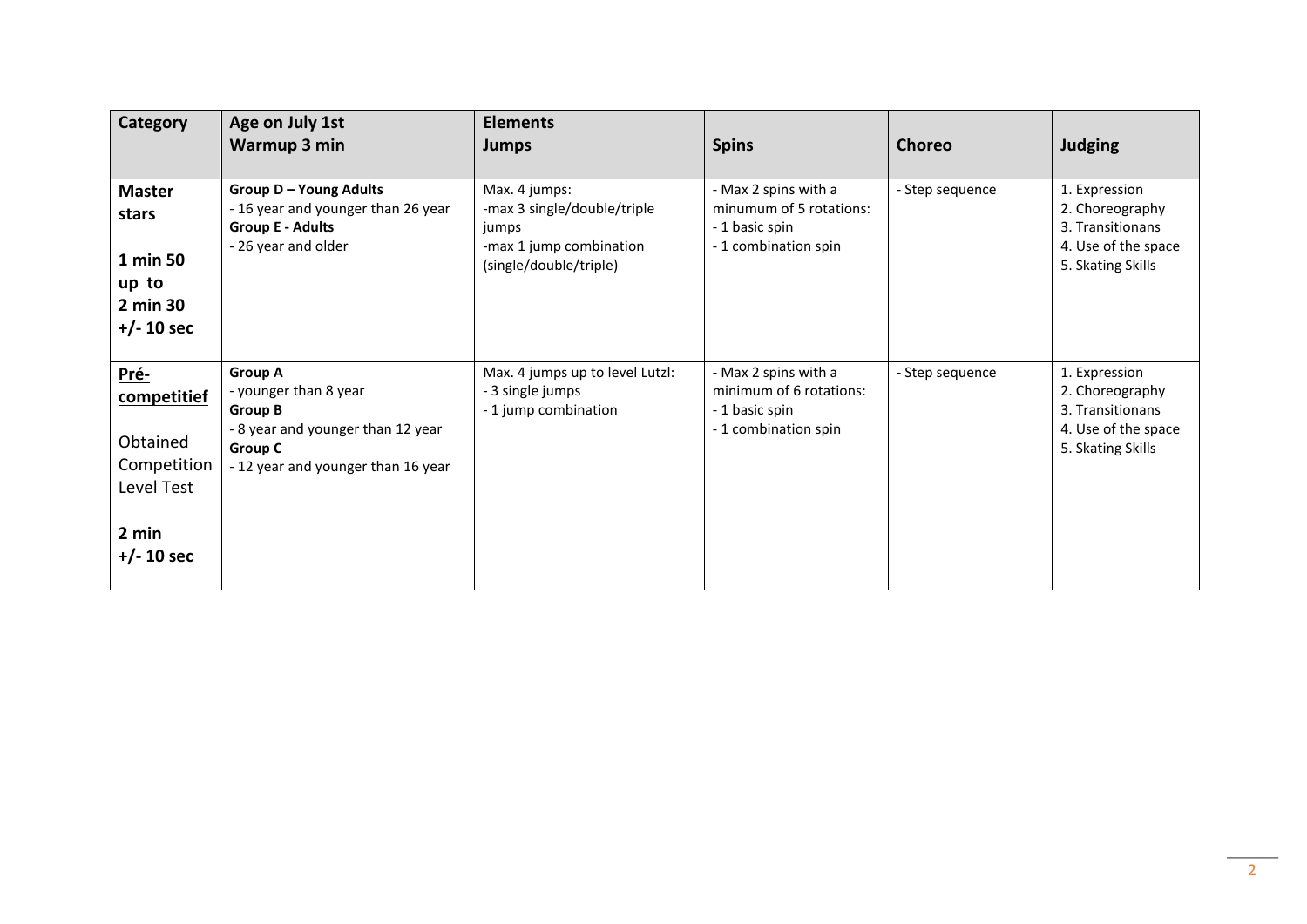| **Category** | **Age on July 1st**<br>**Warmup 3 min** | **Elements**<br>**Jumps** | **Spins** | **Choreo** | **Judging** |
|---|---|---|---|---|---|
| **Master stars**<br><br>**1 min 50 up to 2 min 30 +/- 10 sec** | **Group D – Young Adults**<br>- 16 year and younger than 26 year<br>**Group E - Adults**<br>- 26 year and older | Max. 4 jumps:<br>-max 3 single/double/triple jumps<br>-max 1 jump combination (single/double/triple) | - Max 2 spins with a minumum of 5 rotations:<br>- 1 basic spin<br>- 1 combination spin | - Step sequence | 1. Expression<br>2. Choreography<br>3. Transitionans<br>4. Use of the space<br>5. Skating Skills |
| **<u>Pré-competitief</u>**<br><br>Obtained Competition Level Test<br><br>**2 min +/- 10 sec** | **Group A**<br>- younger than 8 year<br>**Group B**<br>- 8 year and younger than 12 year<br>**Group C**<br>- 12 year and younger than 16 year | Max. 4 jumps up to level Lutzl:<br>- 3 single jumps<br>- 1 jump combination | - Max 2 spins with a minimum of 6 rotations:<br>- 1 basic spin<br>- 1 combination spin | - Step sequence | 1. Expression<br>2. Choreography<br>3. Transitionans<br>4. Use of the space<br>5. Skating Skills |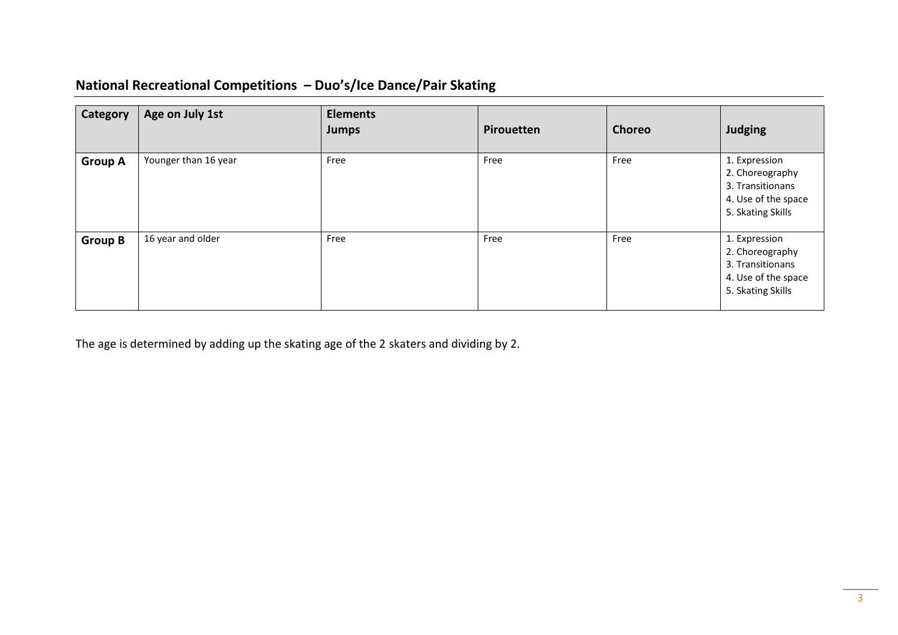## National Recreational Competitions – Duo's/Ice Dance/Pair Skating

| Category | Age on July 1st | Elements<br>Jumps | Pirouetten | Choreo | Judging |
|---|---|---|---|---|---|
| **Group A** | Younger than 16 year | Free | Free | Free | 1. Expression<br>2. Choreography<br>3. Transitionans<br>4. Use of the space<br>5. Skating Skills |
| **Group B** | 16 year and older | Free | Free | Free | 1. Expression<br>2. Choreography<br>3. Transitionans<br>4. Use of the space<br>5. Skating Skills |

The age is determined by adding up the skating age of the 2 skaters and dividing by 2.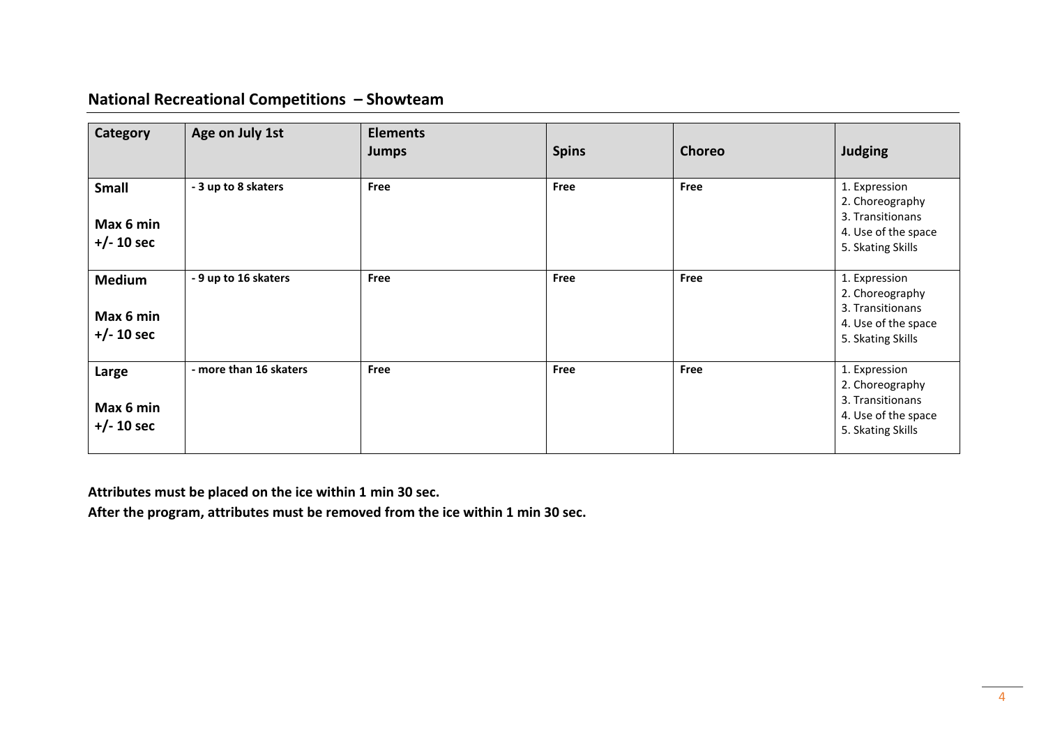## National Recreational Competitions – Showteam

| Category | Age on July 1st | Elements<br>Jumps | Spins | Choreo | Judging |
|---|---|---|---|---|---|
| **Small**<br><br>**Max 6 min +/- 10 sec** | **- 3 up to 8 skaters** | **Free** | **Free** | **Free** | 1. Expression<br>2. Choreography<br>3. Transitionans<br>4. Use of the space<br>5. Skating Skills |
| **Medium**<br><br>**Max 6 min +/- 10 sec** | **- 9 up to 16 skaters** | **Free** | **Free** | **Free** | 1. Expression<br>2. Choreography<br>3. Transitionans<br>4. Use of the space<br>5. Skating Skills |
| **Large**<br><br>**Max 6 min +/- 10 sec** | **- more than 16 skaters** | **Free** | **Free** | **Free** | 1. Expression<br>2. Choreography<br>3. Transitionans<br>4. Use of the space<br>5. Skating Skills |

**Attributes must be placed on the ice within 1 min 30 sec.**

**After the program, attributes must be removed from the ice within 1 min 30 sec.**